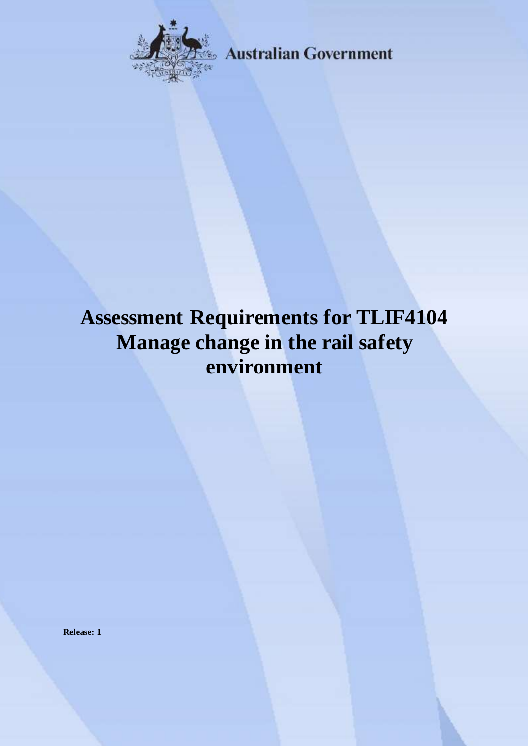Australian Government

# Assessment Requirements for TLIF4104 Manage change in the rail safety environment

**Release: 1**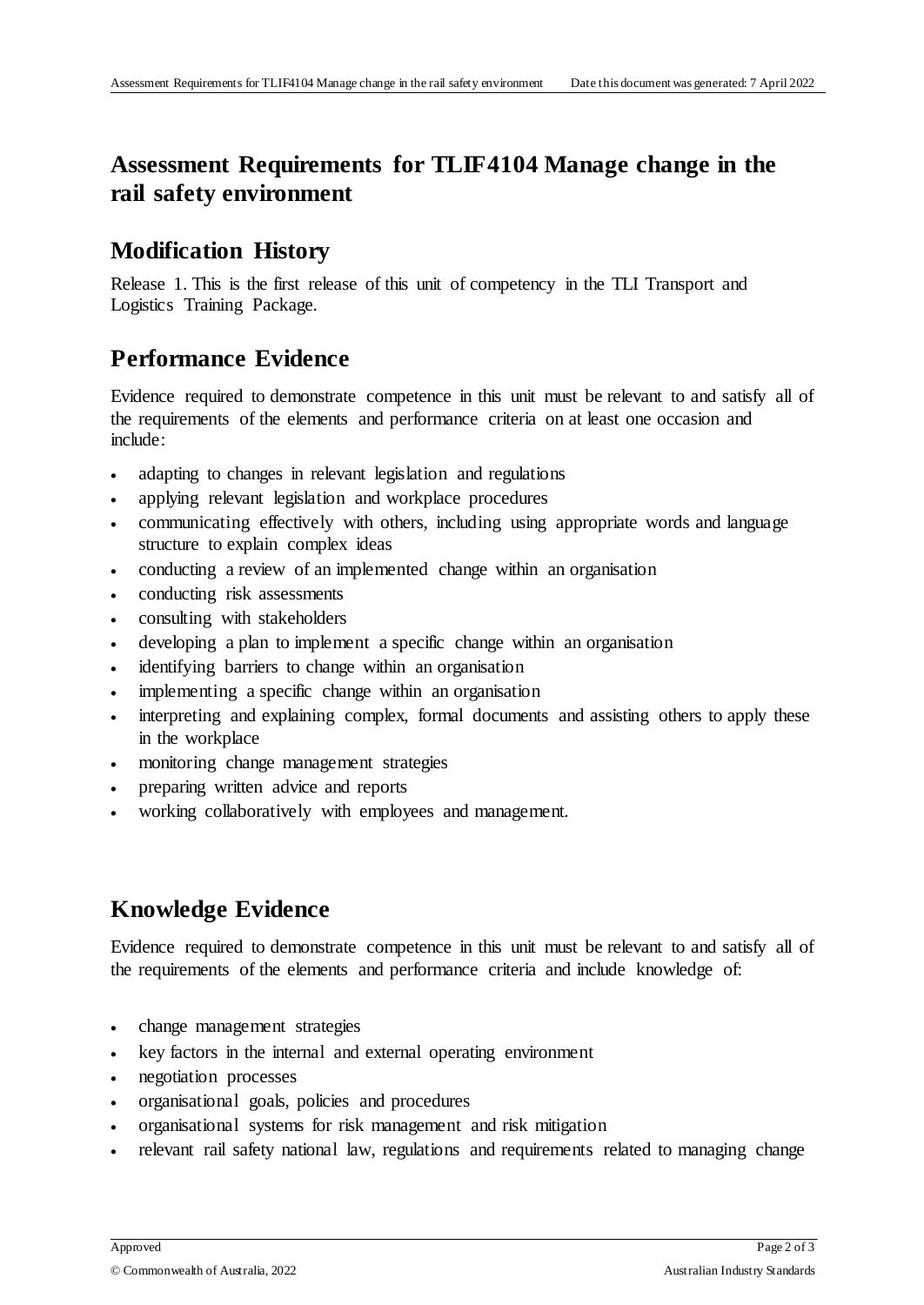# Assessment Requirements for TLIF4104 Manage change in the rail safety environment

## Modification History

Release 1. This is the first release of this unit of competency in the TLI Transport and Logistics Training Package.

## Performance Evidence

Evidence required to demonstrate competence in this unit must be relevant to and satisfy all of the requirements of the elements and performance criteria on at least one occasion and include:

- adapting to changes in relevant legislation and regulations
- applying relevant legislation and workplace procedures
- communicating effectively with others, including using appropriate words and language structure to explain complex ideas
- conducting a review of an implemented change within an organisation
- conducting risk assessments
- consulting with stakeholders
- developing a plan to implement a specific change within an organisation
- identifying barriers to change within an organisation
- implementing a specific change within an organisation
- interpreting and explaining complex, formal documents and assisting others to apply these in the workplace
- monitoring change management strategies
- preparing written advice and reports
- working collaboratively with employees and management.

## Knowledge Evidence

Evidence required to demonstrate competence in this unit must be relevant to and satisfy all of the requirements of the elements and performance criteria and include knowledge of:

- change management strategies
- key factors in the internal and external operating environment
- negotiation processes
- organisational goals, policies and procedures
- organisational systems for risk management and risk mitigation
- relevant rail safety national law, regulations and requirements related to managing change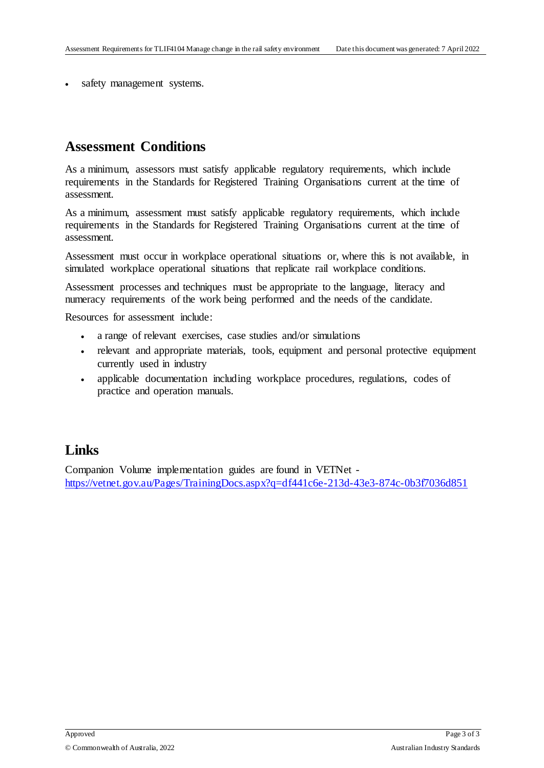- safety management systems.

## Assessment Conditions

As a minimum, assessors must satisfy applicable regulatory requirements, which include requirements in the Standards for Registered Training Organisations current at the time of assessment.

As a minimum, assessment must satisfy applicable regulatory requirements, which include requirements in the Standards for Registered Training Organisations current at the time of assessment.

Assessment must occur in workplace operational situations or, where this is not available, in simulated workplace operational situations that replicate rail workplace conditions.

Assessment processes and techniques must be appropriate to the language, literacy and numeracy requirements of the work being performed and the needs of the candidate.

Resources for assessment include:

- a range of relevant exercises, case studies and/or simulations
- relevant and appropriate materials, tools, equipment and personal protective equipment currently used in industry
- applicable documentation including workplace procedures, regulations, codes of practice and operation manuals.

## Links

Companion Volume implementation guides are found in VETNet - https://vetnet.gov.au/Pages/TrainingDocs.aspx?q=df441c6e-213d-43e3-874c-0b3f7036d851